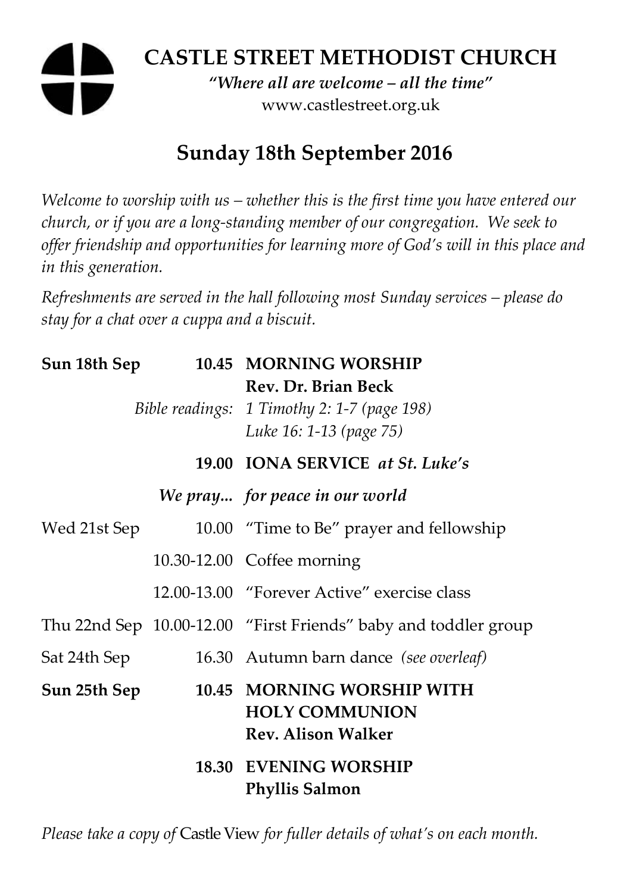# CASTLE STREET METHODIST CHURCH

*"Where all are welcome – all the time"*

www.castlestreet.org.uk

## Sunday 18th September 2016

*Welcome to worship with us – whether this is the first time you have entered our church, or if you are a long-standing member of our congregation. We seek to offer friendship and opportunities for learning more of God's will in this place and in this generation.*

*Refreshments are served in the hall following most Sunday services – please do stay for a chat over a cuppa and a biscuit.*

| | | |
|---|---|---|
| **Sun 18th Sep** | **10.45** | **MORNING WORSHIP**<br>**Rev. Dr. Brian Beck** |
| | *Bible readings:* | *1 Timothy 2: 1-7 (page 198)*<br>*Luke 16: 1-13 (page 75)* |
| | **19.00** | **IONA SERVICE** ***at St. Luke's*** |
| | ***We pray...*** | ***for peace in our world*** |
| Wed 21st Sep | 10.00 | "Time to Be" prayer and fellowship |
| | 10.30-12.00 | Coffee morning |
| | 12.00-13.00 | "Forever Active" exercise class |
| Thu 22nd Sep | 10.00-12.00 | "First Friends" baby and toddler group |
| Sat 24th Sep | 16.30 | Autumn barn dance *(see overleaf)* |
| **Sun 25th Sep** | **10.45** | **MORNING WORSHIP WITH HOLY COMMUNION**<br>**Rev. Alison Walker** |
| | **18.30** | **EVENING WORSHIP**<br>**Phyllis Salmon** |

*Please take a copy of* Castle View *for fuller details of what's on each month.*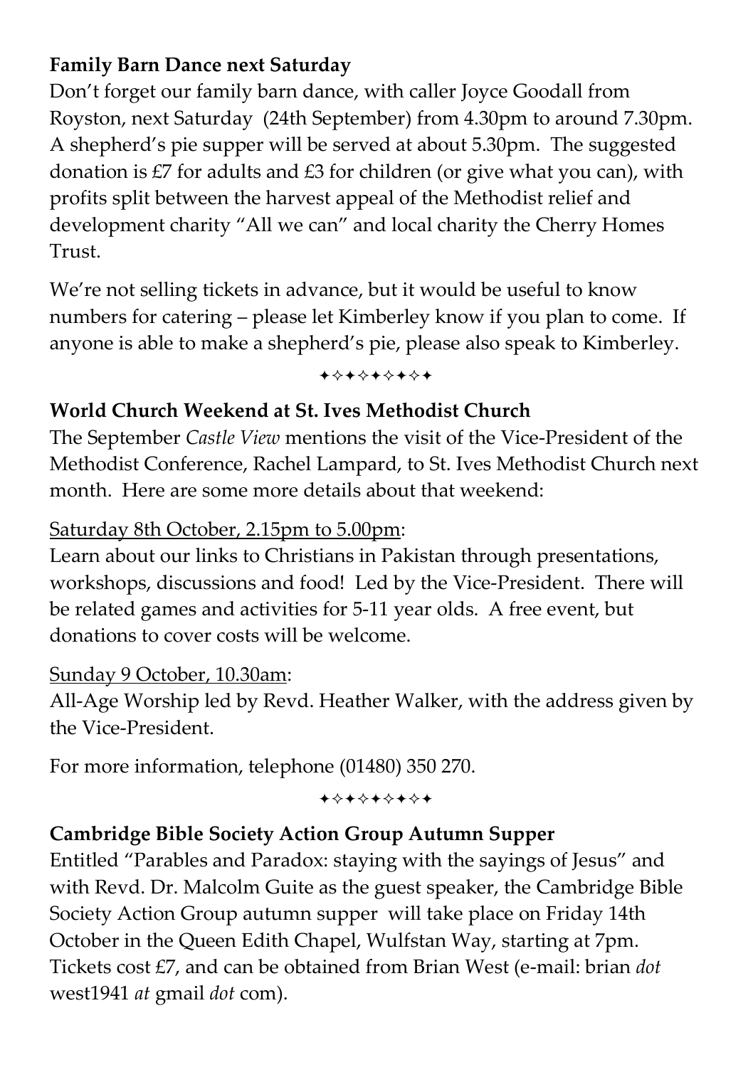**Family Barn Dance next Saturday**

Don't forget our family barn dance, with caller Joyce Goodall from Royston, next Saturday (24th September) from 4.30pm to around 7.30pm. A shepherd's pie supper will be served at about 5.30pm. The suggested donation is £7 for adults and £3 for children (or give what you can), with profits split between the harvest appeal of the Methodist relief and development charity "All we can" and local charity the Cherry Homes Trust.

We're not selling tickets in advance, but it would be useful to know numbers for catering – please let Kimberley know if you plan to come. If anyone is able to make a shepherd's pie, please also speak to Kimberley.

✦✧✦✧✦✧✦✧✦

**World Church Weekend at St. Ives Methodist Church**

The September *Castle View* mentions the visit of the Vice-President of the Methodist Conference, Rachel Lampard, to St. Ives Methodist Church next month. Here are some more details about that weekend:

<u>Saturday 8th October, 2.15pm to 5.00pm</u>:

Learn about our links to Christians in Pakistan through presentations, workshops, discussions and food! Led by the Vice-President. There will be related games and activities for 5-11 year olds. A free event, but donations to cover costs will be welcome.

<u>Sunday 9 October, 10.30am</u>:

All-Age Worship led by Revd. Heather Walker, with the address given by the Vice-President.

For more information, telephone (01480) 350 270.

✦✧✦✧✦✧✦✧✦

**Cambridge Bible Society Action Group Autumn Supper**

Entitled "Parables and Paradox: staying with the sayings of Jesus" and with Revd. Dr. Malcolm Guite as the guest speaker, the Cambridge Bible Society Action Group autumn supper will take place on Friday 14th October in the Queen Edith Chapel, Wulfstan Way, starting at 7pm. Tickets cost £7, and can be obtained from Brian West (e-mail: brian *dot* west1941 *at* gmail *dot* com).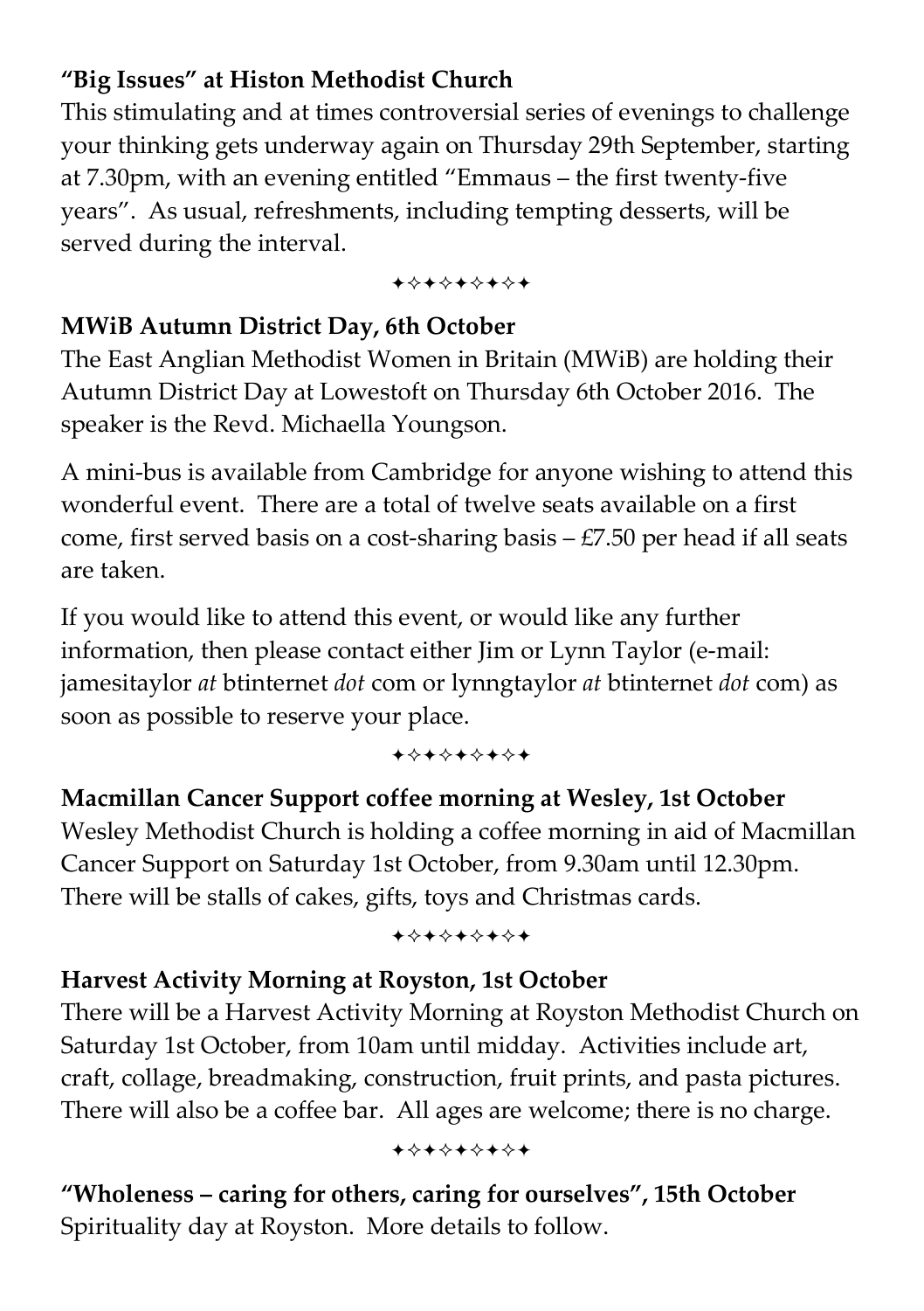**"Big Issues" at Histon Methodist Church**

This stimulating and at times controversial series of evenings to challenge your thinking gets underway again on Thursday 29th September, starting at 7.30pm, with an evening entitled "Emmaus – the first twenty-five years". As usual, refreshments, including tempting desserts, will be served during the interval.

✦✧✦✧✦✧✦✧✦

**MWiB Autumn District Day, 6th October**

The East Anglian Methodist Women in Britain (MWiB) are holding their Autumn District Day at Lowestoft on Thursday 6th October 2016. The speaker is the Revd. Michaella Youngson.

A mini-bus is available from Cambridge for anyone wishing to attend this wonderful event. There are a total of twelve seats available on a first come, first served basis on a cost-sharing basis – £7.50 per head if all seats are taken.

If you would like to attend this event, or would like any further information, then please contact either Jim or Lynn Taylor (e-mail: jamesitaylor *at* btinternet *dot* com or lynngtaylor *at* btinternet *dot* com) as soon as possible to reserve your place.

✦✧✦✧✦✧✦✧✦

**Macmillan Cancer Support coffee morning at Wesley, 1st October**

Wesley Methodist Church is holding a coffee morning in aid of Macmillan Cancer Support on Saturday 1st October, from 9.30am until 12.30pm. There will be stalls of cakes, gifts, toys and Christmas cards.

✦✧✦✧✦✧✦✧✦

**Harvest Activity Morning at Royston, 1st October**

There will be a Harvest Activity Morning at Royston Methodist Church on Saturday 1st October, from 10am until midday. Activities include art, craft, collage, breadmaking, construction, fruit prints, and pasta pictures. There will also be a coffee bar. All ages are welcome; there is no charge.

✦✧✦✧✦✧✦✧✦

**"Wholeness – caring for others, caring for ourselves", 15th October**

Spirituality day at Royston. More details to follow.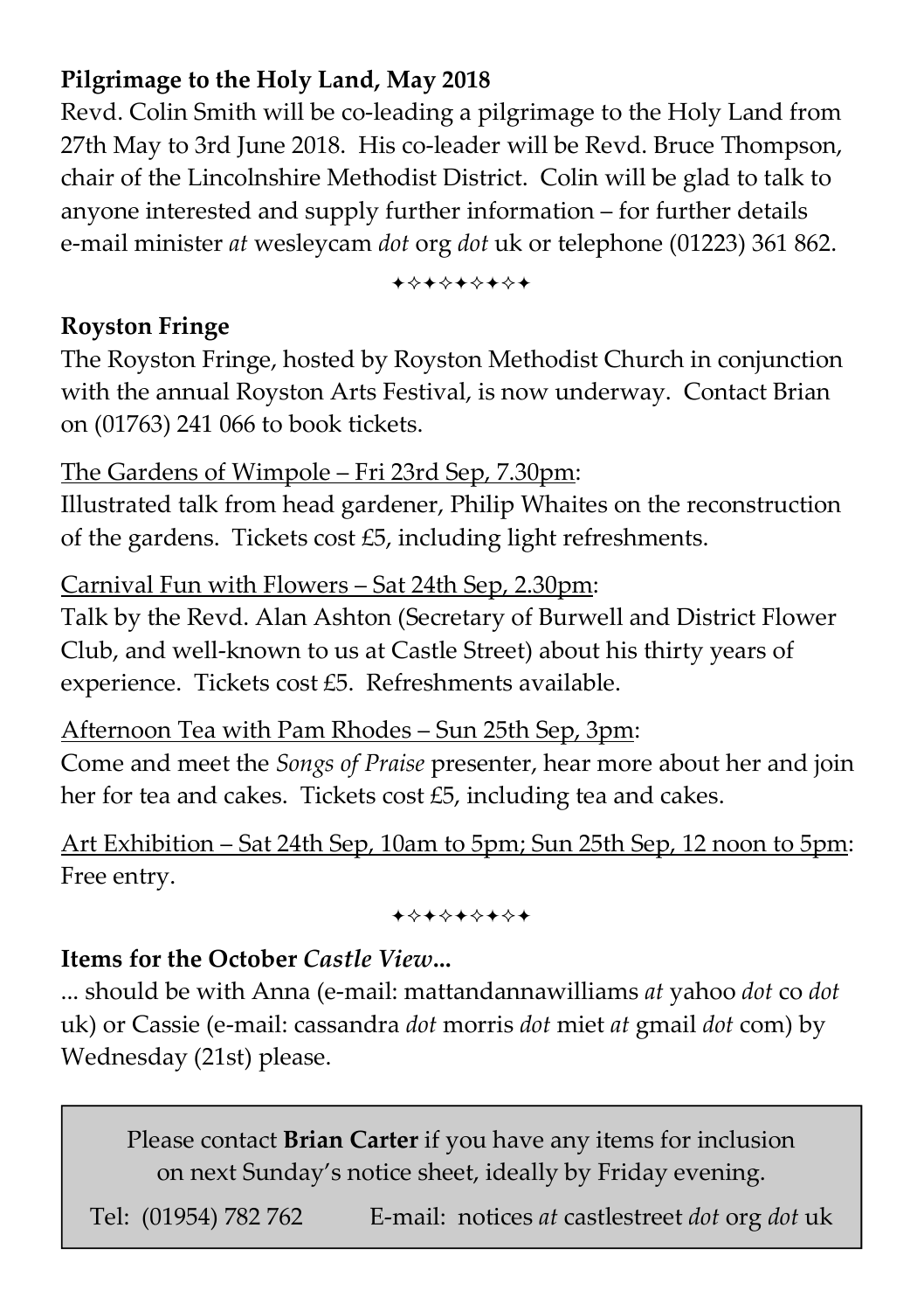**Pilgrimage to the Holy Land, May 2018**

Revd. Colin Smith will be co-leading a pilgrimage to the Holy Land from 27th May to 3rd June 2018. His co-leader will be Revd. Bruce Thompson, chair of the Lincolnshire Methodist District. Colin will be glad to talk to anyone interested and supply further information – for further details e-mail minister *at* wesleycam *dot* org *dot* uk or telephone (01223) 361 862.

✦✧✦✧✦✧✦✧✦

**Royston Fringe**

The Royston Fringe, hosted by Royston Methodist Church in conjunction with the annual Royston Arts Festival, is now underway. Contact Brian on (01763) 241 066 to book tickets.

<u>The Gardens of Wimpole – Fri 23rd Sep, 7.30pm</u>:
Illustrated talk from head gardener, Philip Whaites on the reconstruction of the gardens. Tickets cost £5, including light refreshments.

<u>Carnival Fun with Flowers – Sat 24th Sep, 2.30pm</u>:
Talk by the Revd. Alan Ashton (Secretary of Burwell and District Flower Club, and well-known to us at Castle Street) about his thirty years of experience. Tickets cost £5. Refreshments available.

<u>Afternoon Tea with Pam Rhodes – Sun 25th Sep, 3pm</u>:
Come and meet the *Songs of Praise* presenter, hear more about her and join her for tea and cakes. Tickets cost £5, including tea and cakes.

<u>Art Exhibition – Sat 24th Sep, 10am to 5pm; Sun 25th Sep, 12 noon to 5pm</u>:
Free entry.

✦✧✦✧✦✧✦✧✦

**Items for the October *Castle View*...**

... should be with Anna (e-mail: mattandannawilliams *at* yahoo *dot* co *dot* uk) or Cassie (e-mail: cassandra *dot* morris *dot* miet *at* gmail *dot* com) by Wednesday (21st) please.

Please contact **Brian Carter** if you have any items for inclusion on next Sunday's notice sheet, ideally by Friday evening.

Tel: (01954) 782 762 E-mail: notices *at* castlestreet *dot* org *dot* uk